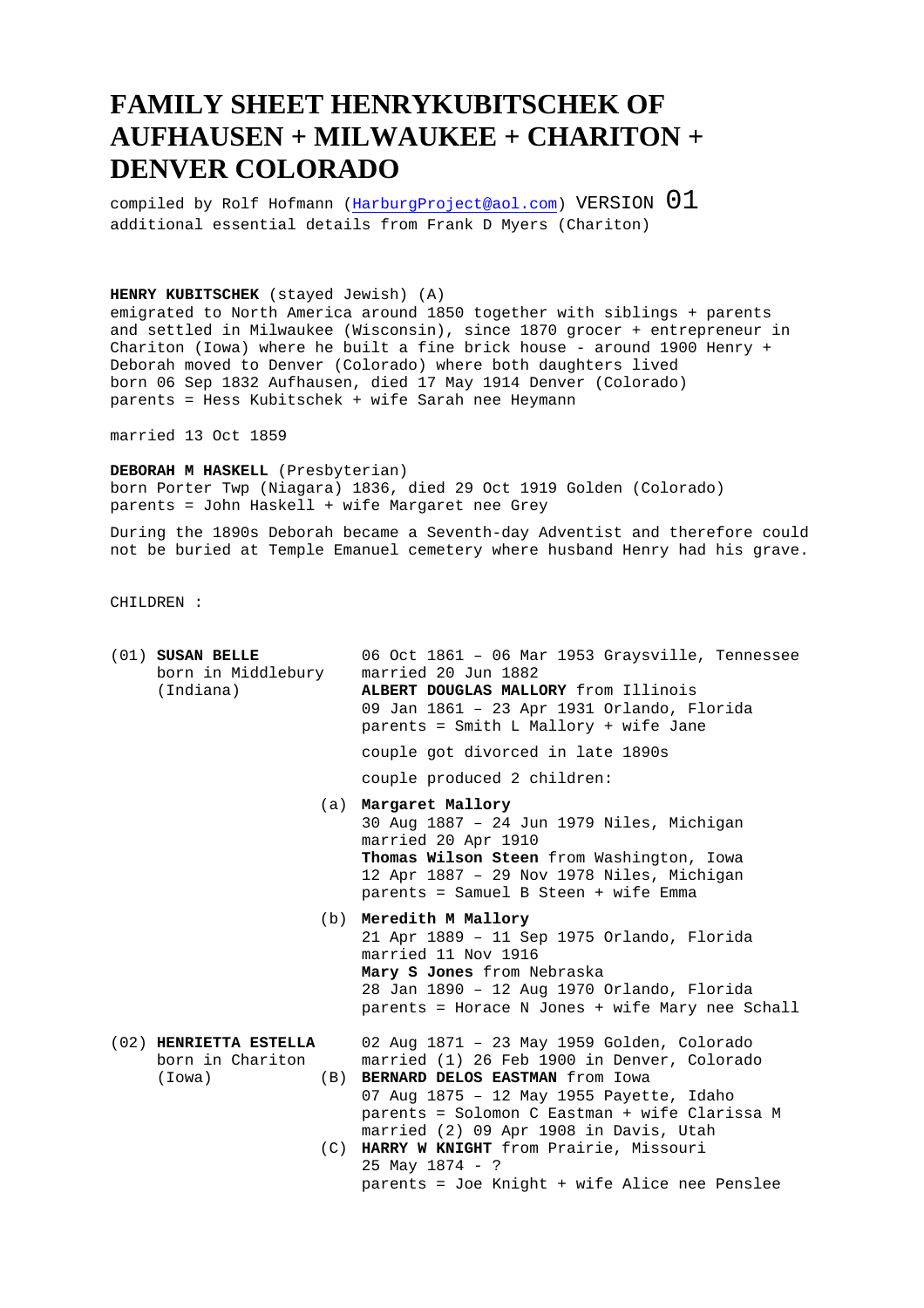# FAMILY SHEET HENRYKUBITSCHEK OF AUFHAUSEN + MILWAUKEE + CHARITON + DENVER COLORADO

compiled by Rolf Hofmann (HarburgProject@aol.com) VERSION 01
additional essential details from Frank D Myers (Chariton)

**HENRY KUBITSCHEK** (stayed Jewish) (A)
emigrated to North America around 1850 together with siblings + parents and settled in Milwaukee (Wisconsin), since 1870 grocer + entrepreneur in Chariton (Iowa) where he built a fine brick house - around 1900 Henry + Deborah moved to Denver (Colorado) where both daughters lived
born 06 Sep 1832 Aufhausen, died 17 May 1914 Denver (Colorado)
parents = Hess Kubitschek + wife Sarah nee Heymann

married 13 Oct 1859

**DEBORAH M HASKELL** (Presbyterian)
born Porter Twp (Niagara) 1836, died 29 Oct 1919 Golden (Colorado)
parents = John Haskell + wife Margaret nee Grey

During the 1890s Deborah became a Seventh-day Adventist and therefore could not be buried at Temple Emanuel cemetery where husband Henry had his grave.

CHILDREN :

(01) **SUSAN BELLE** born in Middlebury (Indiana)
06 Oct 1861 – 06 Mar 1953 Graysville, Tennessee
married 20 Jun 1882
**ALBERT DOUGLAS MALLORY** from Illinois
09 Jan 1861 – 23 Apr 1931 Orlando, Florida
parents = Smith L Mallory + wife Jane

couple got divorced in late 1890s

couple produced 2 children:

(a) **Margaret Mallory**
30 Aug 1887 – 24 Jun 1979 Niles, Michigan
married 20 Apr 1910
**Thomas Wilson Steen** from Washington, Iowa
12 Apr 1887 – 29 Nov 1978 Niles, Michigan
parents = Samuel B Steen + wife Emma

(b) **Meredith M Mallory**
21 Apr 1889 – 11 Sep 1975 Orlando, Florida
married 11 Nov 1916
**Mary S Jones** from Nebraska
28 Jan 1890 – 12 Aug 1970 Orlando, Florida
parents = Horace N Jones + wife Mary nee Schall

(02) **HENRIETTA ESTELLA** born in Chariton (Iowa)
02 Aug 1871 – 23 May 1959 Golden, Colorado
married (1) 26 Feb 1900 in Denver, Colorado
(B) **BERNARD DELOS EASTMAN** from Iowa
07 Aug 1875 – 12 May 1955 Payette, Idaho
parents = Solomon C Eastman + wife Clarissa M
married (2) 09 Apr 1908 in Davis, Utah
(C) **HARRY W KNIGHT** from Prairie, Missouri
25 May 1874 - ?
parents = Joe Knight + wife Alice nee Penslee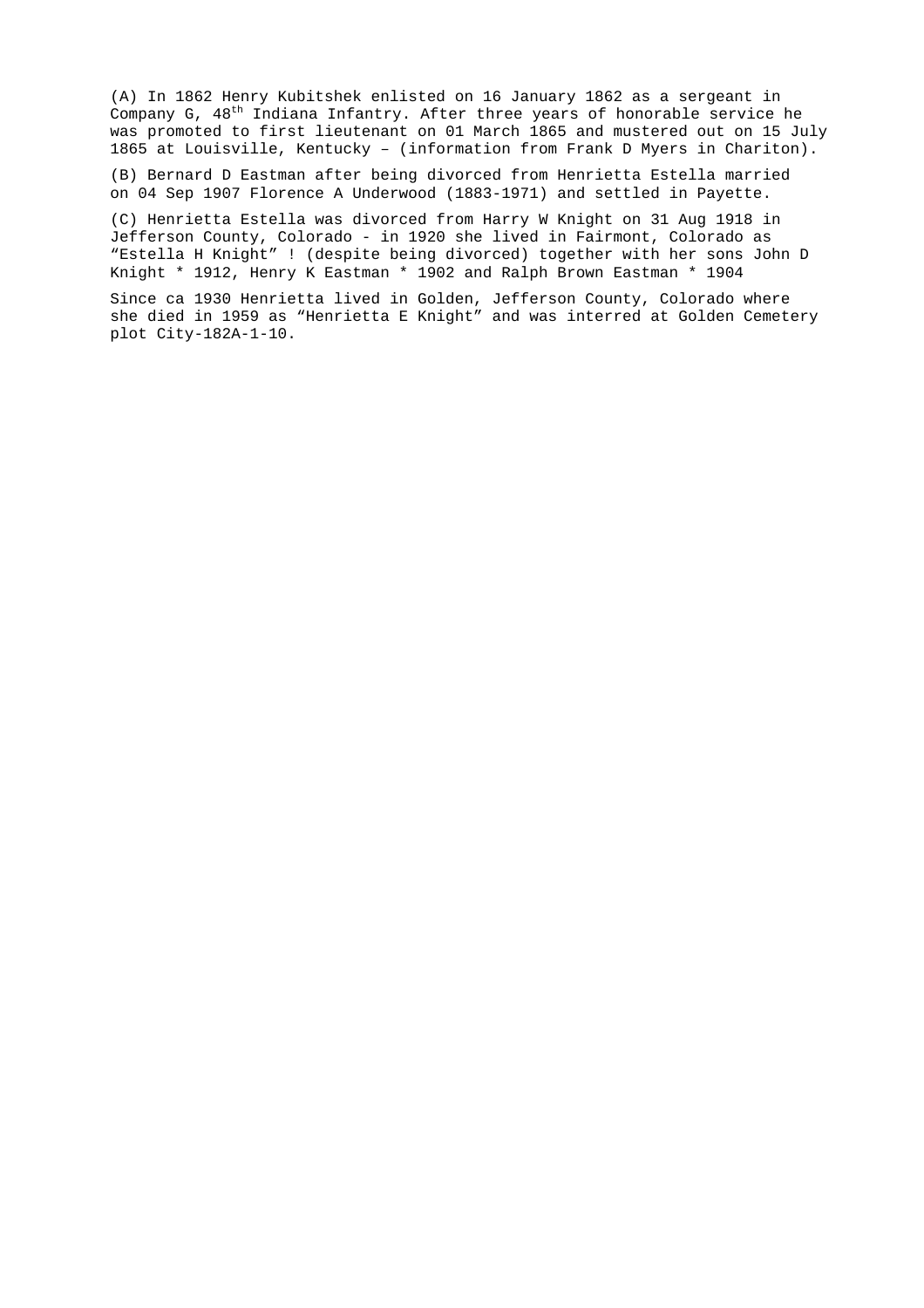(A) In 1862 Henry Kubitshek enlisted on 16 January 1862 as a sergeant in Company G, 48th Indiana Infantry. After three years of honorable service he was promoted to first lieutenant on 01 March 1865 and mustered out on 15 July 1865 at Louisville, Kentucky – (information from Frank D Myers in Chariton).

(B) Bernard D Eastman after being divorced from Henrietta Estella married on 04 Sep 1907 Florence A Underwood (1883-1971) and settled in Payette.

(C) Henrietta Estella was divorced from Harry W Knight on 31 Aug 1918 in Jefferson County, Colorado - in 1920 she lived in Fairmont, Colorado as "Estella H Knight" ! (despite being divorced) together with her sons John D Knight * 1912, Henry K Eastman * 1902 and Ralph Brown Eastman * 1904

Since ca 1930 Henrietta lived in Golden, Jefferson County, Colorado where she died in 1959 as "Henrietta E Knight" and was interred at Golden Cemetery plot City-182A-1-10.